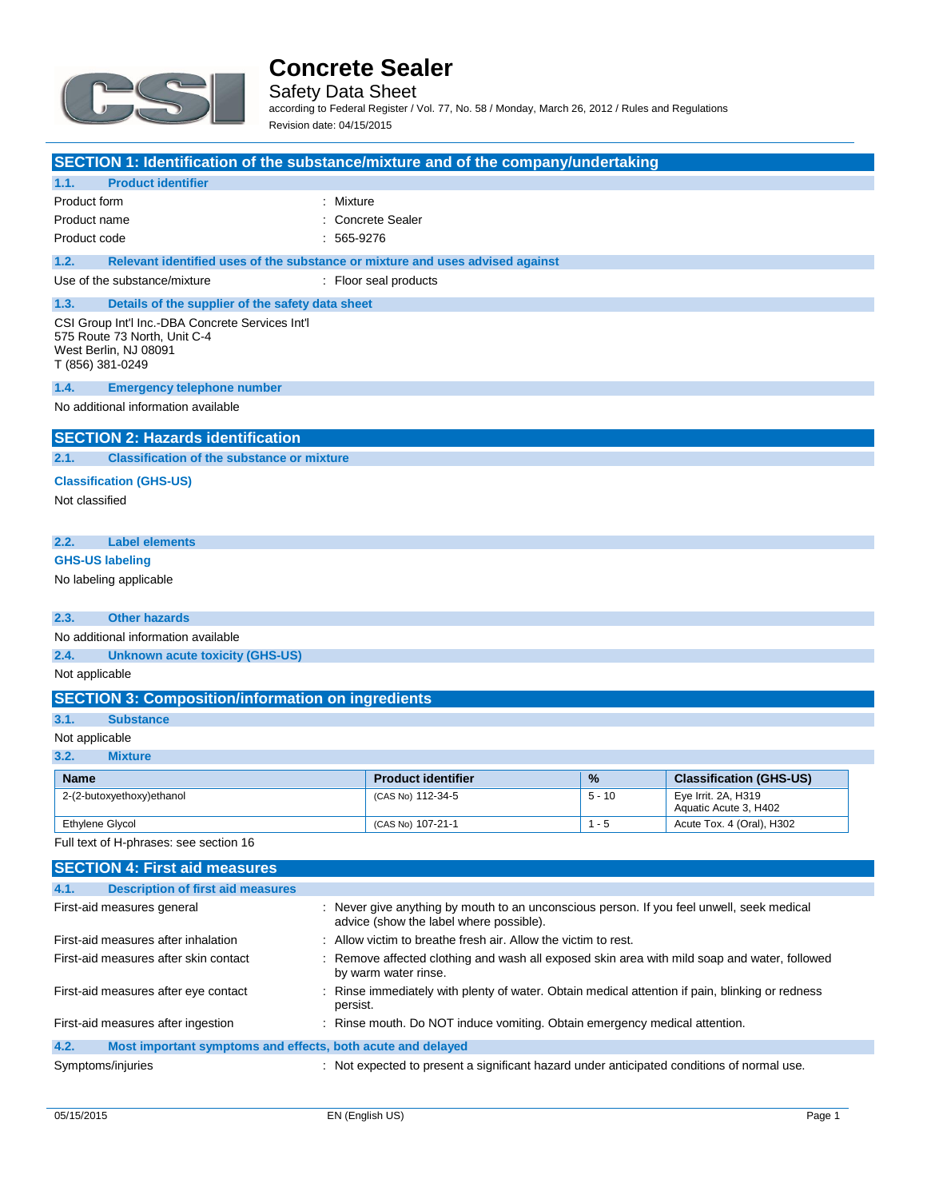# Concrete Sealer

## Safety Data Sheet

according to Federal Register / Vol. 77, No. 58 / Monday, March 26, 2012 / Rules and Regulations

Revision date: 04/15/2015

## SECTION 1: Identification of the substance/mixture and of the company/undertaking

### 1.1. Product identifier

| | |
|---|---|
| Product form | : Mixture |
| Product name | : Concrete Sealer |
| Product code | : 565-9276 |

### 1.2. Relevant identified uses of the substance or mixture and uses advised against

| | |
|---|---|
| Use of the substance/mixture | : Floor seal products |

### 1.3. Details of the supplier of the safety data sheet

CSI Group Int'l Inc.-DBA Concrete Services Int'l
575 Route 73 North, Unit C-4
West Berlin, NJ 08091
T (856) 381-0249

### 1.4. Emergency telephone number

No additional information available

## SECTION 2: Hazards identification

### 2.1. Classification of the substance or mixture

**Classification (GHS-US)**

Not classified

### 2.2. Label elements

**GHS-US labeling**

No labeling applicable

### 2.3. Other hazards

No additional information available

### 2.4. Unknown acute toxicity (GHS-US)

Not applicable

## SECTION 3: Composition/information on ingredients

### 3.1. Substance

Not applicable

### 3.2. Mixture

| Name | Product identifier | % | Classification (GHS-US) |
|---|---|---|---|
| 2-(2-butoxyethoxy)ethanol | (CAS No) 112-34-5 | 5 - 10 | Eye Irrit. 2A, H319<br>Aquatic Acute 3, H402 |
| Ethylene Glycol | (CAS No) 107-21-1 | 1 - 5 | Acute Tox. 4 (Oral), H302 |

Full text of H-phrases: see section 16

## SECTION 4: First aid measures

### 4.1. Description of first aid measures

| | |
|---|---|
| First-aid measures general | : Never give anything by mouth to an unconscious person. If you feel unwell, seek medical advice (show the label where possible). |
| First-aid measures after inhalation | : Allow victim to breathe fresh air. Allow the victim to rest. |
| First-aid measures after skin contact | : Remove affected clothing and wash all exposed skin area with mild soap and water, followed by warm water rinse. |
| First-aid measures after eye contact | : Rinse immediately with plenty of water. Obtain medical attention if pain, blinking or redness persist. |
| First-aid measures after ingestion | : Rinse mouth. Do NOT induce vomiting. Obtain emergency medical attention. |

### 4.2. Most important symptoms and effects, both acute and delayed

| | |
|---|---|
| Symptoms/injuries | : Not expected to present a significant hazard under anticipated conditions of normal use. |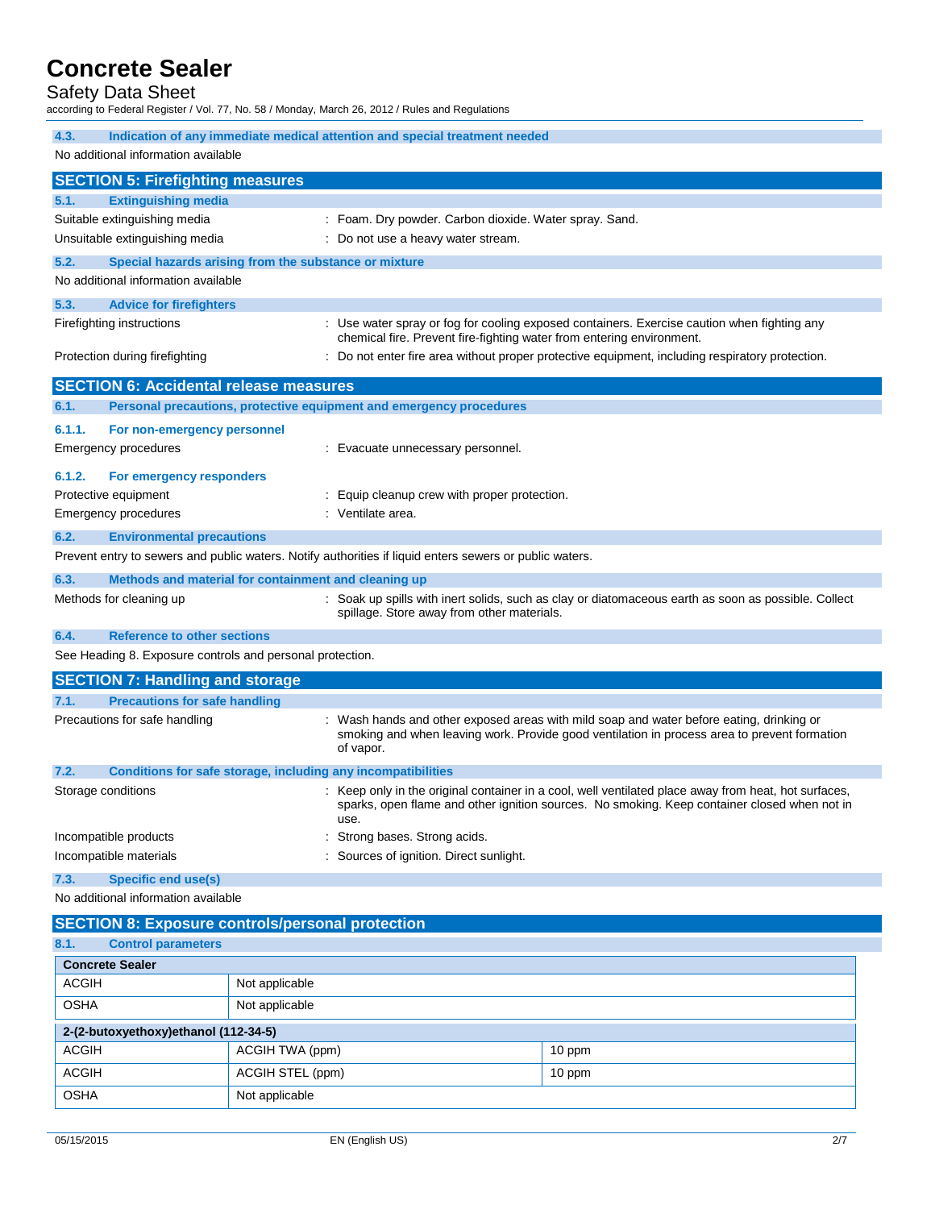### 4.3. Indication of any immediate medical attention and special treatment needed

No additional information available

## SECTION 5: Firefighting measures

### 5.1. Extinguishing media

Suitable extinguishing media : Foam. Dry powder. Carbon dioxide. Water spray. Sand.

Unsuitable extinguishing media : Do not use a heavy water stream.

### 5.2. Special hazards arising from the substance or mixture

No additional information available

### 5.3. Advice for firefighters

Firefighting instructions : Use water spray or fog for cooling exposed containers. Exercise caution when fighting any chemical fire. Prevent fire-fighting water from entering environment.

Protection during firefighting : Do not enter fire area without proper protective equipment, including respiratory protection.

## SECTION 6: Accidental release measures

### 6.1. Personal precautions, protective equipment and emergency procedures

#### 6.1.1. For non-emergency personnel

Emergency procedures : Evacuate unnecessary personnel.

#### 6.1.2. For emergency responders

Protective equipment : Equip cleanup crew with proper protection.

Emergency procedures : Ventilate area.

### 6.2. Environmental precautions

Prevent entry to sewers and public waters. Notify authorities if liquid enters sewers or public waters.

### 6.3. Methods and material for containment and cleaning up

Methods for cleaning up : Soak up spills with inert solids, such as clay or diatomaceous earth as soon as possible. Collect spillage. Store away from other materials.

### 6.4. Reference to other sections

See Heading 8. Exposure controls and personal protection.

## SECTION 7: Handling and storage

### 7.1. Precautions for safe handling

Precautions for safe handling : Wash hands and other exposed areas with mild soap and water before eating, drinking or smoking and when leaving work. Provide good ventilation in process area to prevent formation of vapor.

### 7.2. Conditions for safe storage, including any incompatibilities

Storage conditions : Keep only in the original container in a cool, well ventilated place away from heat, hot surfaces, sparks, open flame and other ignition sources. No smoking. Keep container closed when not in use.

Incompatible products : Strong bases. Strong acids.

Incompatible materials : Sources of ignition. Direct sunlight.

### 7.3. Specific end use(s)

No additional information available

## SECTION 8: Exposure controls/personal protection

### 8.1. Control parameters

| Concrete Sealer | | |
|---|---|---|
| ACGIH | Not applicable | |
| OSHA | Not applicable | |

| 2-(2-butoxyethoxy)ethanol (112-34-5) | | |
|---|---|---|
| ACGIH | ACGIH TWA (ppm) | 10 ppm |
| ACGIH | ACGIH STEL (ppm) | 10 ppm |
| OSHA | Not applicable | |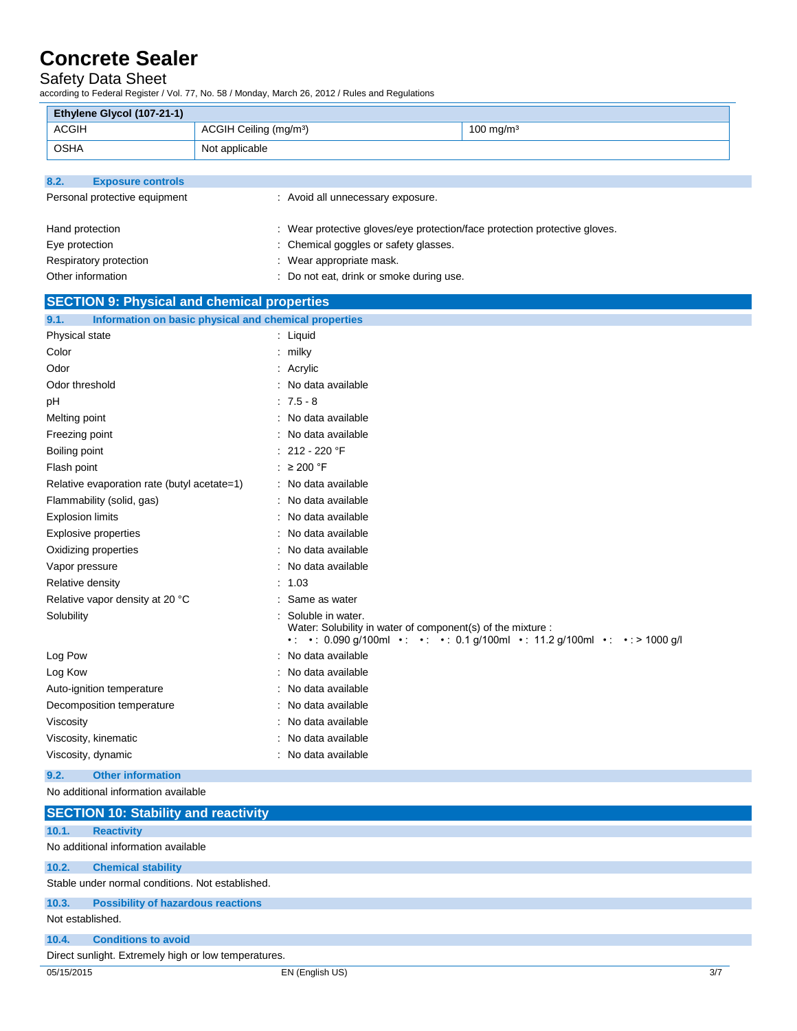| Ethylene Glycol (107-21-1) | | |
|---|---|---|
| ACGIH | ACGIH Ceiling (mg/m³) | 100 mg/m³ |
| OSHA | Not applicable | |

### 8.2. Exposure controls

Personal protective equipment : Avoid all unnecessary exposure.

Hand protection : Wear protective gloves/eye protection/face protection protective gloves.

Eye protection : Chemical goggles or safety glasses.

Respiratory protection : Wear appropriate mask.

Other information : Do not eat, drink or smoke during use.

## SECTION 9: Physical and chemical properties

### 9.1. Information on basic physical and chemical properties

| | |
|---|---|
| Physical state | : Liquid |
| Color | : milky |
| Odor | : Acrylic |
| Odor threshold | : No data available |
| pH | : 7.5 - 8 |
| Melting point | : No data available |
| Freezing point | : No data available |
| Boiling point | : 212 - 220 °F |
| Flash point | : ≥ 200 °F |
| Relative evaporation rate (butyl acetate=1) | : No data available |
| Flammability (solid, gas) | : No data available |
| Explosion limits | : No data available |
| Explosive properties | : No data available |
| Oxidizing properties | : No data available |
| Vapor pressure | : No data available |
| Relative density | : 1.03 |
| Relative vapor density at 20 °C | : Same as water |
| Solubility | : Soluble in water. Water: Solubility in water of component(s) of the mixture : • : • : 0.090 g/100ml • : • : • : 0.1 g/100ml • : 11.2 g/100ml • : • : > 1000 g/l |
| Log Pow | : No data available |
| Log Kow | : No data available |
| Auto-ignition temperature | : No data available |
| Decomposition temperature | : No data available |
| Viscosity | : No data available |
| Viscosity, kinematic | : No data available |
| Viscosity, dynamic | : No data available |

### 9.2. Other information

No additional information available

## SECTION 10: Stability and reactivity

### 10.1. Reactivity

No additional information available

### 10.2. Chemical stability

Stable under normal conditions. Not established.

### 10.3. Possibility of hazardous reactions

Not established.

### 10.4. Conditions to avoid

Direct sunlight. Extremely high or low temperatures.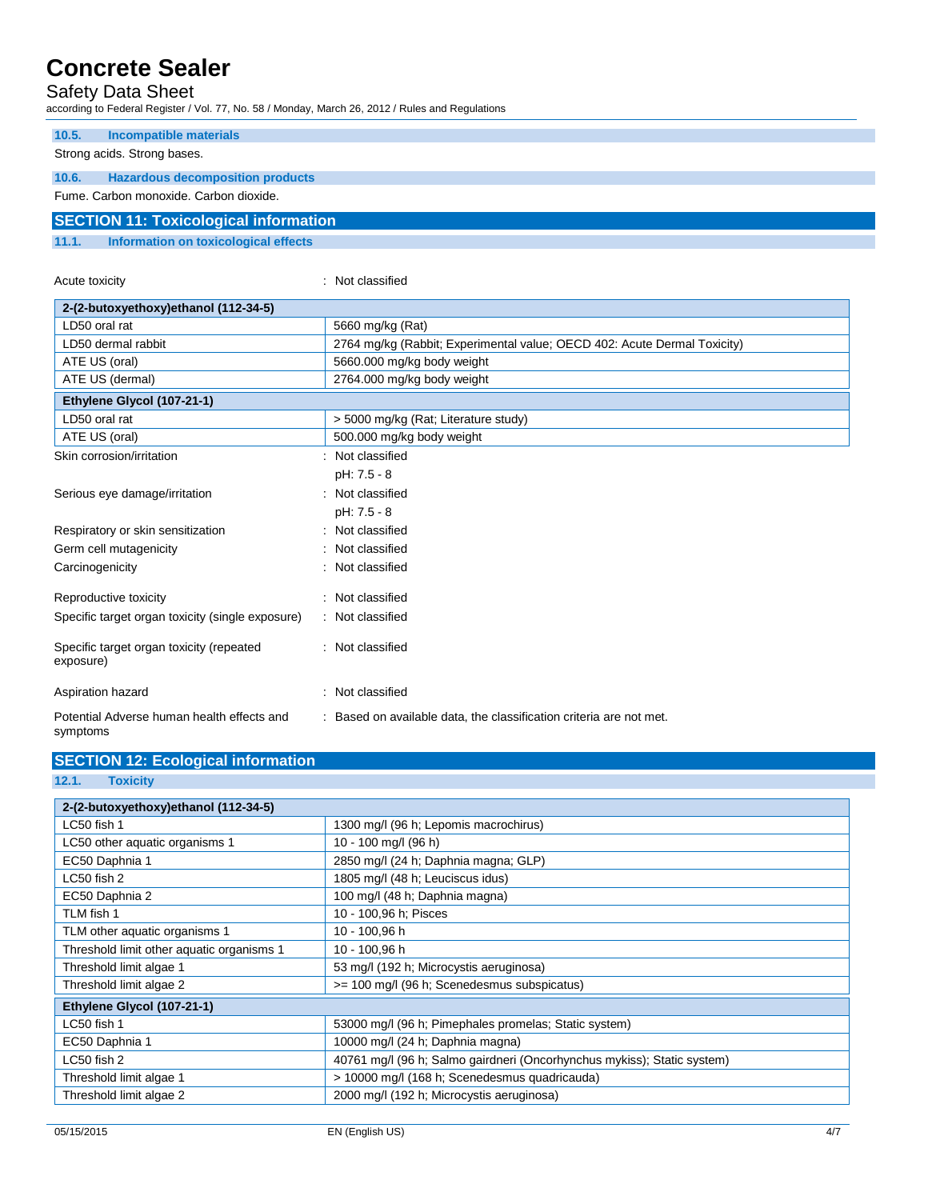### 10.5. Incompatible materials

Strong acids. Strong bases.

### 10.6. Hazardous decomposition products

Fume. Carbon monoxide. Carbon dioxide.

## SECTION 11: Toxicological information

### 11.1. Information on toxicological effects

Acute toxicity : Not classified

| 2-(2-butoxyethoxy)ethanol (112-34-5) | |
|---|---|
| LD50 oral rat | 5660 mg/kg (Rat) |
| LD50 dermal rabbit | 2764 mg/kg (Rabbit; Experimental value; OECD 402: Acute Dermal Toxicity) |
| ATE US (oral) | 5660.000 mg/kg body weight |
| ATE US (dermal) | 2764.000 mg/kg body weight |
| **Ethylene Glycol (107-21-1)** | |
| LD50 oral rat | > 5000 mg/kg (Rat; Literature study) |
| ATE US (oral) | 500.000 mg/kg body weight |

Skin corrosion/irritation : Not classified
pH: 7.5 - 8

Serious eye damage/irritation : Not classified
pH: 7.5 - 8

Respiratory or skin sensitization : Not classified

Germ cell mutagenicity : Not classified

Carcinogenicity : Not classified

Reproductive toxicity : Not classified

Specific target organ toxicity (single exposure) : Not classified

Specific target organ toxicity (repeated exposure) : Not classified

Aspiration hazard : Not classified

Potential Adverse human health effects and symptoms : Based on available data, the classification criteria are not met.

## SECTION 12: Ecological information

### 12.1. Toxicity

| 2-(2-butoxyethoxy)ethanol (112-34-5) | |
|---|---|
| LC50 fish 1 | 1300 mg/l (96 h; Lepomis macrochirus) |
| LC50 other aquatic organisms 1 | 10 - 100 mg/l (96 h) |
| EC50 Daphnia 1 | 2850 mg/l (24 h; Daphnia magna; GLP) |
| LC50 fish 2 | 1805 mg/l (48 h; Leuciscus idus) |
| EC50 Daphnia 2 | 100 mg/l (48 h; Daphnia magna) |
| TLM fish 1 | 10 - 100,96 h; Pisces |
| TLM other aquatic organisms 1 | 10 - 100,96 h |
| Threshold limit other aquatic organisms 1 | 10 - 100,96 h |
| Threshold limit algae 1 | 53 mg/l (192 h; Microcystis aeruginosa) |
| Threshold limit algae 2 | >= 100 mg/l (96 h; Scenedesmus subspicatus) |
| **Ethylene Glycol (107-21-1)** | |
| LC50 fish 1 | 53000 mg/l (96 h; Pimephales promelas; Static system) |
| EC50 Daphnia 1 | 10000 mg/l (24 h; Daphnia magna) |
| LC50 fish 2 | 40761 mg/l (96 h; Salmo gairdneri (Oncorhynchus mykiss); Static system) |
| Threshold limit algae 1 | > 10000 mg/l (168 h; Scenedesmus quadricauda) |
| Threshold limit algae 2 | 2000 mg/l (192 h; Microcystis aeruginosa) |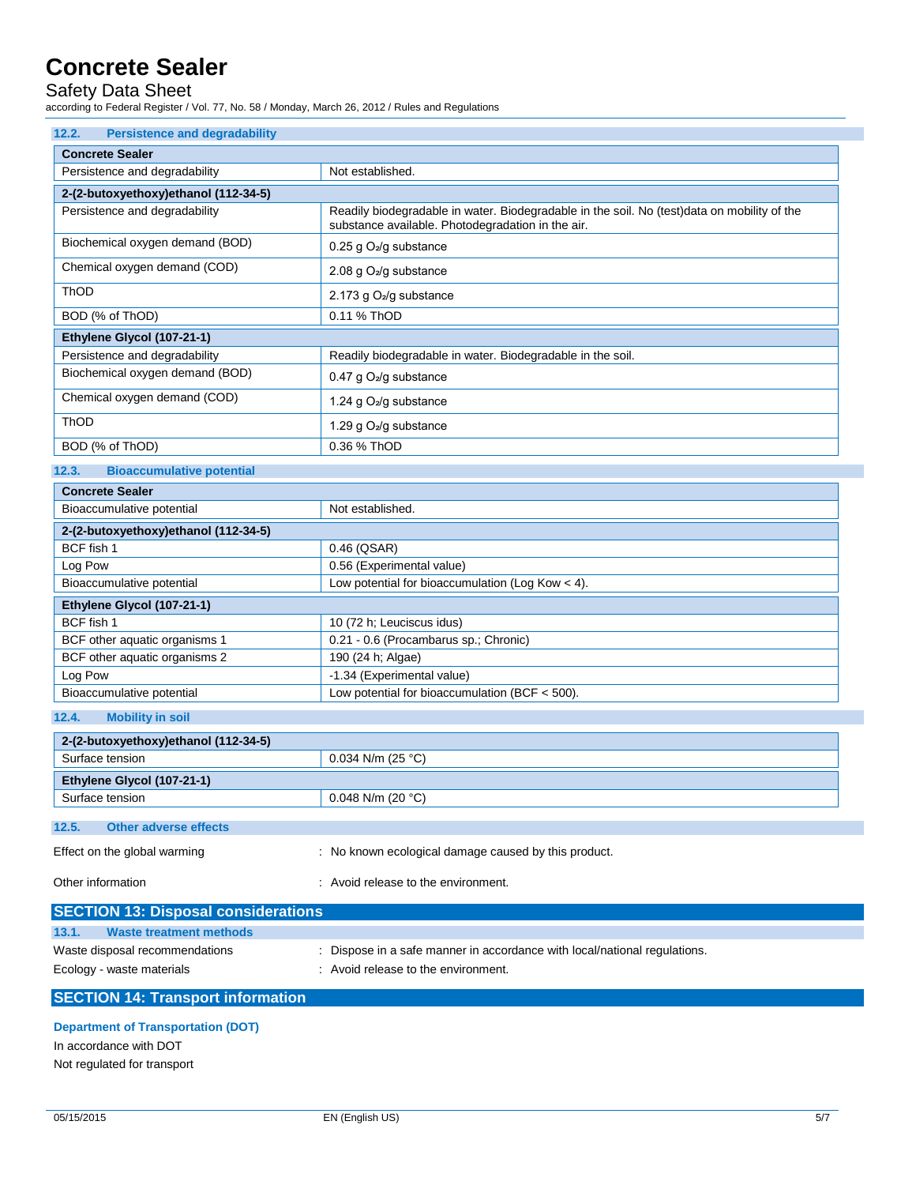### 12.2. Persistence and degradability

| **Concrete Sealer** | |
|---|---|
| Persistence and degradability | Not established. |
| **2-(2-butoxyethoxy)ethanol (112-34-5)** | |
| Persistence and degradability | Readily biodegradable in water. Biodegradable in the soil. No (test)data on mobility of the substance available. Photodegradation in the air. |
| Biochemical oxygen demand (BOD) | 0.25 g $O_2$/g substance |
| Chemical oxygen demand (COD) | 2.08 g $O_2$/g substance |
| ThOD | 2.173 g $O_2$/g substance |
| BOD (% of ThOD) | 0.11 % ThOD |
| **Ethylene Glycol (107-21-1)** | |
| Persistence and degradability | Readily biodegradable in water. Biodegradable in the soil. |
| Biochemical oxygen demand (BOD) | 0.47 g $O_2$/g substance |
| Chemical oxygen demand (COD) | 1.24 g $O_2$/g substance |
| ThOD | 1.29 g $O_2$/g substance |
| BOD (% of ThOD) | 0.36 % ThOD |

### 12.3. Bioaccumulative potential

| **Concrete Sealer** | |
|---|---|
| Bioaccumulative potential | Not established. |
| **2-(2-butoxyethoxy)ethanol (112-34-5)** | |
| BCF fish 1 | 0.46 (QSAR) |
| Log Pow | 0.56 (Experimental value) |
| Bioaccumulative potential | Low potential for bioaccumulation (Log Kow < 4). |
| **Ethylene Glycol (107-21-1)** | |
| BCF fish 1 | 10 (72 h; Leuciscus idus) |
| BCF other aquatic organisms 1 | 0.21 - 0.6 (Procambarus sp.; Chronic) |
| BCF other aquatic organisms 2 | 190 (24 h; Algae) |
| Log Pow | -1.34 (Experimental value) |
| Bioaccumulative potential | Low potential for bioaccumulation (BCF < 500). |

### 12.4. Mobility in soil

| **2-(2-butoxyethoxy)ethanol (112-34-5)** | |
|---|---|
| Surface tension | 0.034 N/m (25 °C) |
| **Ethylene Glycol (107-21-1)** | |
| Surface tension | 0.048 N/m (20 °C) |

### 12.5. Other adverse effects

Effect on the global warming : No known ecological damage caused by this product.

Other information : Avoid release to the environment.

## SECTION 13: Disposal considerations

### 13.1. Waste treatment methods

Waste disposal recommendations : Dispose in a safe manner in accordance with local/national regulations.

Ecology - waste materials : Avoid release to the environment.

## SECTION 14: Transport information

**Department of Transportation (DOT)**

In accordance with DOT

Not regulated for transport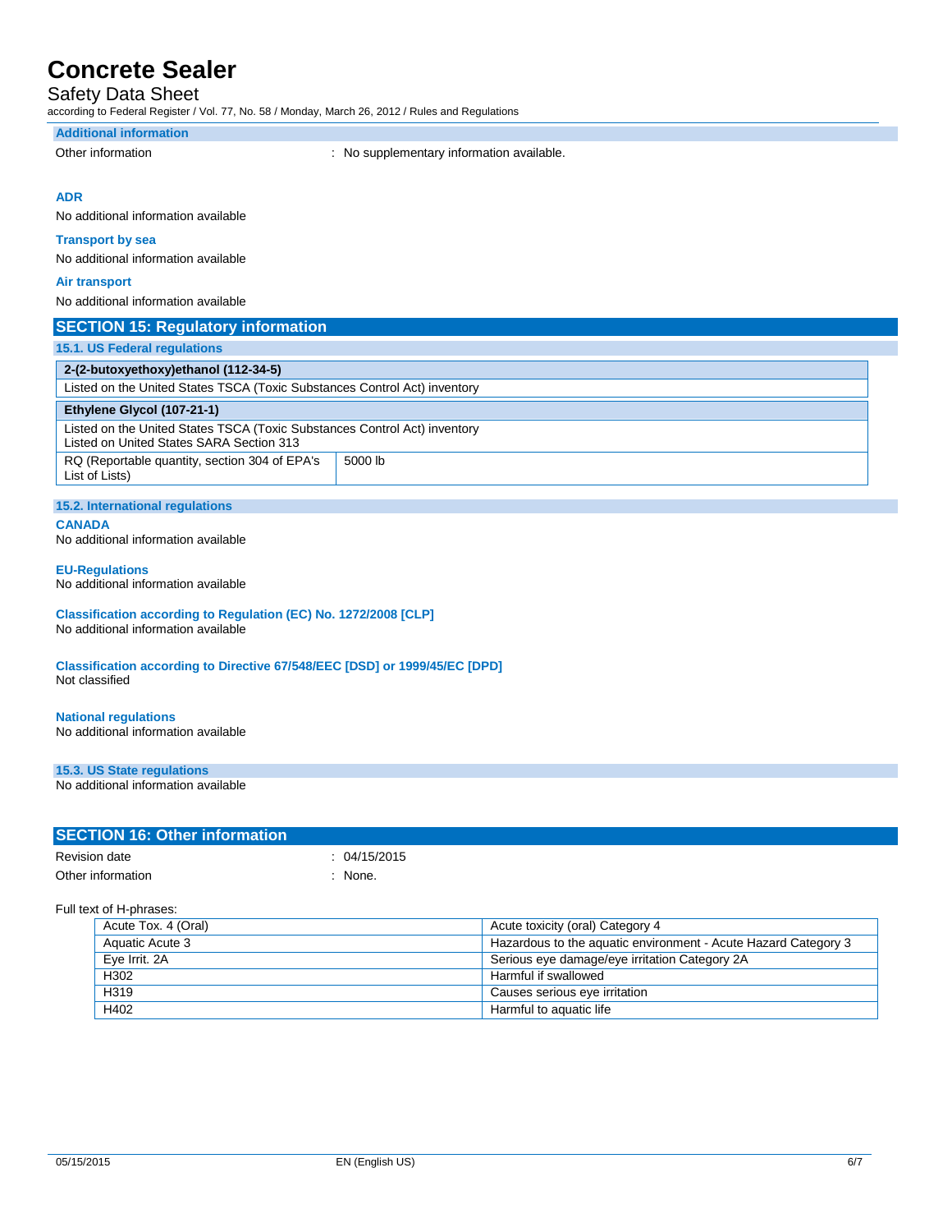### Additional information

Other information : No supplementary information available.

#### ADR

No additional information available

#### Transport by sea

No additional information available

#### Air transport

No additional information available

## SECTION 15: Regulatory information

### 15.1. US Federal regulations

| 2-(2-butoxyethoxy)ethanol (112-34-5) | |
|---|---|
| Listed on the United States TSCA (Toxic Substances Control Act) inventory | |

| Ethylene Glycol (107-21-1) | |
|---|---|
| Listed on the United States TSCA (Toxic Substances Control Act) inventory<br>Listed on United States SARA Section 313 | |
| RQ (Reportable quantity, section 304 of EPA's List of Lists) | 5000 lb |

### 15.2. International regulations

#### CANADA

No additional information available

#### EU-Regulations

No additional information available

#### Classification according to Regulation (EC) No. 1272/2008 [CLP]

No additional information available

#### Classification according to Directive 67/548/EEC [DSD] or 1999/45/EC [DPD]

Not classified

#### National regulations

No additional information available

### 15.3. US State regulations

No additional information available

## SECTION 16: Other information

Revision date : 04/15/2015

Other information : None.

Full text of H-phrases:

| | |
|---|---|
| Acute Tox. 4 (Oral) | Acute toxicity (oral) Category 4 |
| Aquatic Acute 3 | Hazardous to the aquatic environment - Acute Hazard Category 3 |
| Eye Irrit. 2A | Serious eye damage/eye irritation Category 2A |
| H302 | Harmful if swallowed |
| H319 | Causes serious eye irritation |
| H402 | Harmful to aquatic life |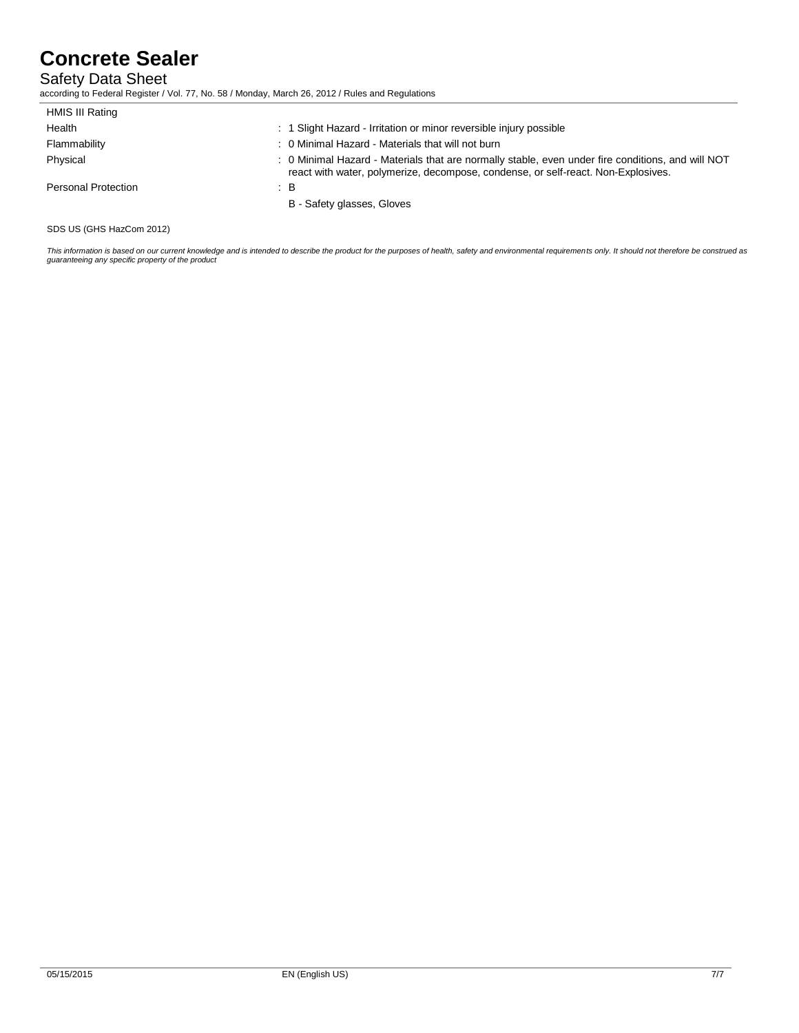HMIS III Rating

| | |
|---|---|
| Health | : 1 Slight Hazard - Irritation or minor reversible injury possible |
| Flammability | : 0 Minimal Hazard - Materials that will not burn |
| Physical | : 0 Minimal Hazard - Materials that are normally stable, even under fire conditions, and will NOT react with water, polymerize, decompose, condense, or self-react. Non-Explosives. |
| Personal Protection | : B |
| | B - Safety glasses, Gloves |

SDS US (GHS HazCom 2012)

*This information is based on our current knowledge and is intended to describe the product for the purposes of health, safety and environmental requirements only. It should not therefore be construed as guaranteeing any specific property of the product*